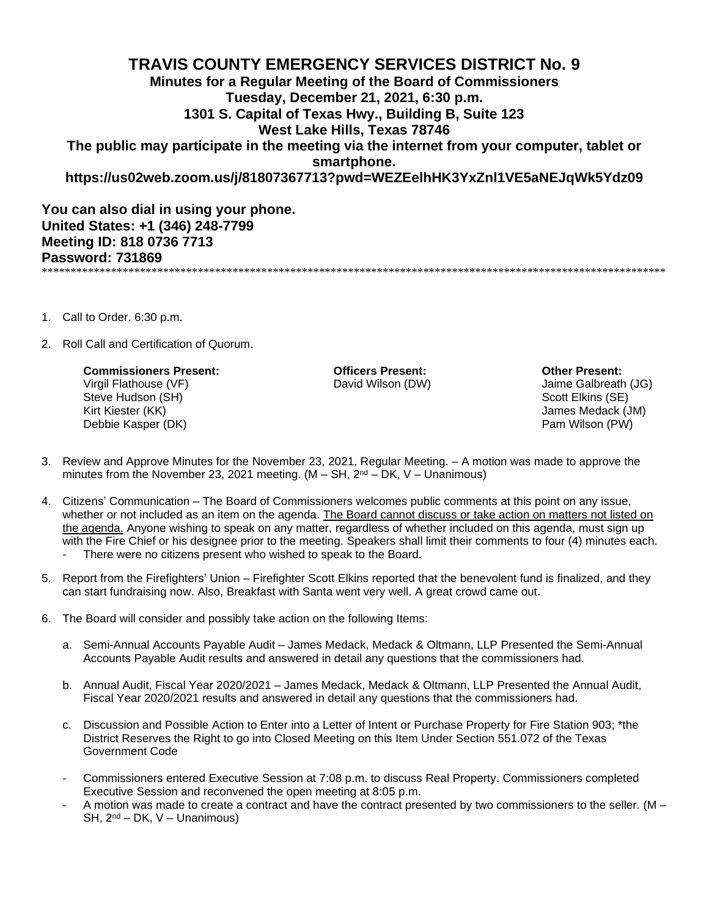# TRAVIS COUNTY EMERGENCY SERVICES DISTRICT No. 9

**Minutes for a Regular Meeting of the Board of Commissioners**
**Tuesday, December 21, 2021, 6:30 p.m.**
**1301 S. Capital of Texas Hwy., Building B, Suite 123**
**West Lake Hills, Texas 78746**
**The public may participate in the meeting via the internet from your computer, tablet or smartphone.**
**https://us02web.zoom.us/j/81807367713?pwd=WEZEelhHK3YxZnl1VE5aNEJqWk5Ydz09**

**You can also dial in using your phone.**
**United States: +1 (346) 248-7799**
**Meeting ID: 818 0736 7713**
**Password: 731869**

*************************************************************************************************************

1. Call to Order. 6:30 p.m.

2. Roll Call and Certification of Quorum.

| Commissioners Present: | Officers Present: | Other Present: |
|---|---|---|
| Virgil Flathouse (VF) | David Wilson (DW) | Jaime Galbreath (JG) |
| Steve Hudson (SH) | | Scott Elkins (SE) |
| Kirt Kiester (KK) | | James Medack (JM) |
| Debbie Kasper (DK) | | Pam Wilson (PW) |

3. Review and Approve Minutes for the November 23, 2021, Regular Meeting. – A motion was made to approve the minutes from the November 23, 2021 meeting. (M – SH, 2nd – DK, V – Unanimous)

4. Citizens' Communication – The Board of Commissioners welcomes public comments at this point on any issue, whether or not included as an item on the agenda. The Board cannot discuss or take action on matters not listed on the agenda. Anyone wishing to speak on any matter, regardless of whether included on this agenda, must sign up with the Fire Chief or his designee prior to the meeting. Speakers shall limit their comments to four (4) minutes each.
   - There were no citizens present who wished to speak to the Board.

5. Report from the Firefighters' Union – Firefighter Scott Elkins reported that the benevolent fund is finalized, and they can start fundraising now. Also, Breakfast with Santa went very well. A great crowd came out.

6. The Board will consider and possibly take action on the following Items:

   a. Semi-Annual Accounts Payable Audit – James Medack, Medack & Oltmann, LLP Presented the Semi-Annual Accounts Payable Audit results and answered in detail any questions that the commissioners had.

   b. Annual Audit, Fiscal Year 2020/2021 – James Medack, Medack & Oltmann, LLP Presented the Annual Audit, Fiscal Year 2020/2021 results and answered in detail any questions that the commissioners had.

   c. Discussion and Possible Action to Enter into a Letter of Intent or Purchase Property for Fire Station 903; *the District Reserves the Right to go into Closed Meeting on this Item Under Section 551.072 of the Texas Government Code

   - Commissioners entered Executive Session at 7:08 p.m. to discuss Real Property. Commissioners completed Executive Session and reconvened the open meeting at 8:05 p.m.
   - A motion was made to create a contract and have the contract presented by two commissioners to the seller. (M – SH, 2nd – DK, V – Unanimous)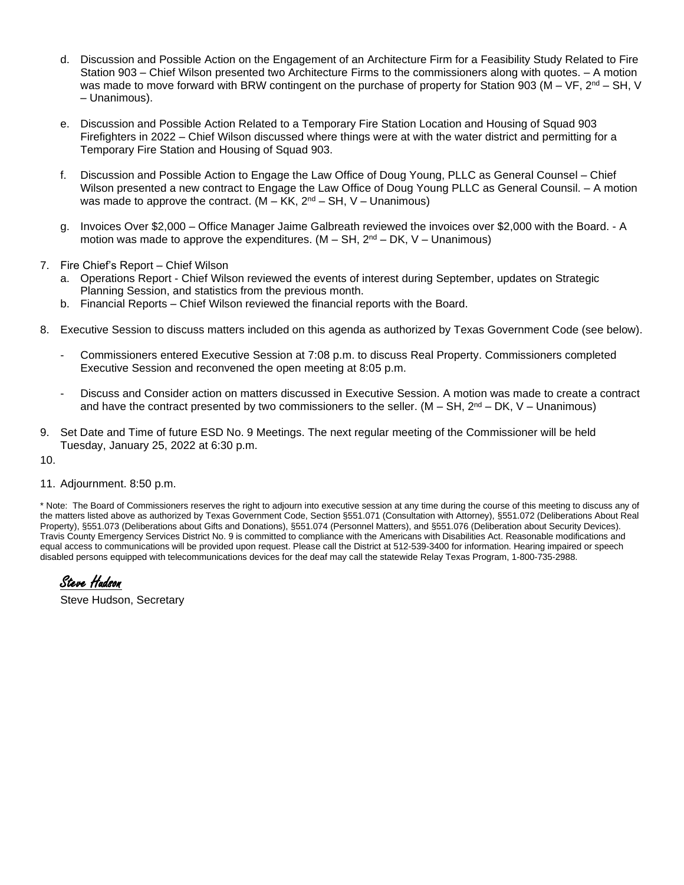d. Discussion and Possible Action on the Engagement of an Architecture Firm for a Feasibility Study Related to Fire Station 903 – Chief Wilson presented two Architecture Firms to the commissioners along with quotes. – A motion was made to move forward with BRW contingent on the purchase of property for Station 903 (M – VF, 2nd – SH, V – Unanimous).

   e. Discussion and Possible Action Related to a Temporary Fire Station Location and Housing of Squad 903 Firefighters in 2022 – Chief Wilson discussed where things were at with the water district and permitting for a Temporary Fire Station and Housing of Squad 903.

   f. Discussion and Possible Action to Engage the Law Office of Doug Young, PLLC as General Counsel – Chief Wilson presented a new contract to Engage the Law Office of Doug Young PLLC as General Counsil. – A motion was made to approve the contract. (M – KK, 2nd – SH, V – Unanimous)

   g. Invoices Over $2,000 – Office Manager Jaime Galbreath reviewed the invoices over $2,000 with the Board. - A motion was made to approve the expenditures. (M – SH, 2nd – DK, V – Unanimous)

7. Fire Chief's Report – Chief Wilson
   a. Operations Report - Chief Wilson reviewed the events of interest during September, updates on Strategic Planning Session, and statistics from the previous month.
   b. Financial Reports – Chief Wilson reviewed the financial reports with the Board.

8. Executive Session to discuss matters included on this agenda as authorized by Texas Government Code (see below).

   - Commissioners entered Executive Session at 7:08 p.m. to discuss Real Property. Commissioners completed Executive Session and reconvened the open meeting at 8:05 p.m.

   - Discuss and Consider action on matters discussed in Executive Session. A motion was made to create a contract and have the contract presented by two commissioners to the seller. (M – SH, 2nd – DK, V – Unanimous)

9. Set Date and Time of future ESD No. 9 Meetings. The next regular meeting of the Commissioner will be held Tuesday, January 25, 2022 at 6:30 p.m.

10.

11. Adjournment. 8:50 p.m.

\* Note: The Board of Commissioners reserves the right to adjourn into executive session at any time during the course of this meeting to discuss any of the matters listed above as authorized by Texas Government Code, Section §551.071 (Consultation with Attorney), §551.072 (Deliberations About Real Property), §551.073 (Deliberations about Gifts and Donations), §551.074 (Personnel Matters), and §551.076 (Deliberation about Security Devices). Travis County Emergency Services District No. 9 is committed to compliance with the Americans with Disabilities Act. Reasonable modifications and equal access to communications will be provided upon request. Please call the District at 512-539-3400 for information. Hearing impaired or speech disabled persons equipped with telecommunications devices for the deaf may call the statewide Relay Texas Program, 1-800-735-2988.

Steve Hudson

Steve Hudson, Secretary